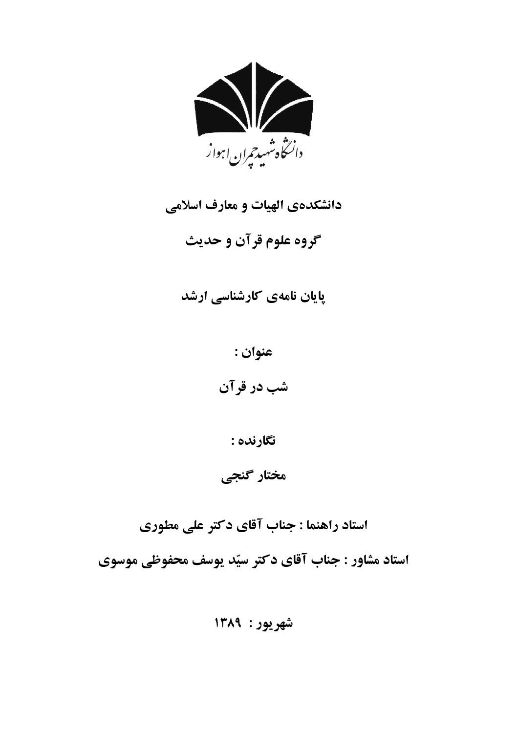دانشگاه شهید چمران اهواز

**دانشکده‌ی الهیات و معارف اسلامی**

**گروه علوم قرآن و حدیث**

**پایان نامه‌ی کارشناسی ارشد**

**عنوان :**

**شب در قرآن**

**نگارنده :**

**مختار گنجی**

**استاد راهنما : جناب آقای دکتر علی مطوری**

**استاد مشاور : جناب آقای دکتر سیّد یوسف محفوظی موسوی**

**شهریور : ۱۳۸۹**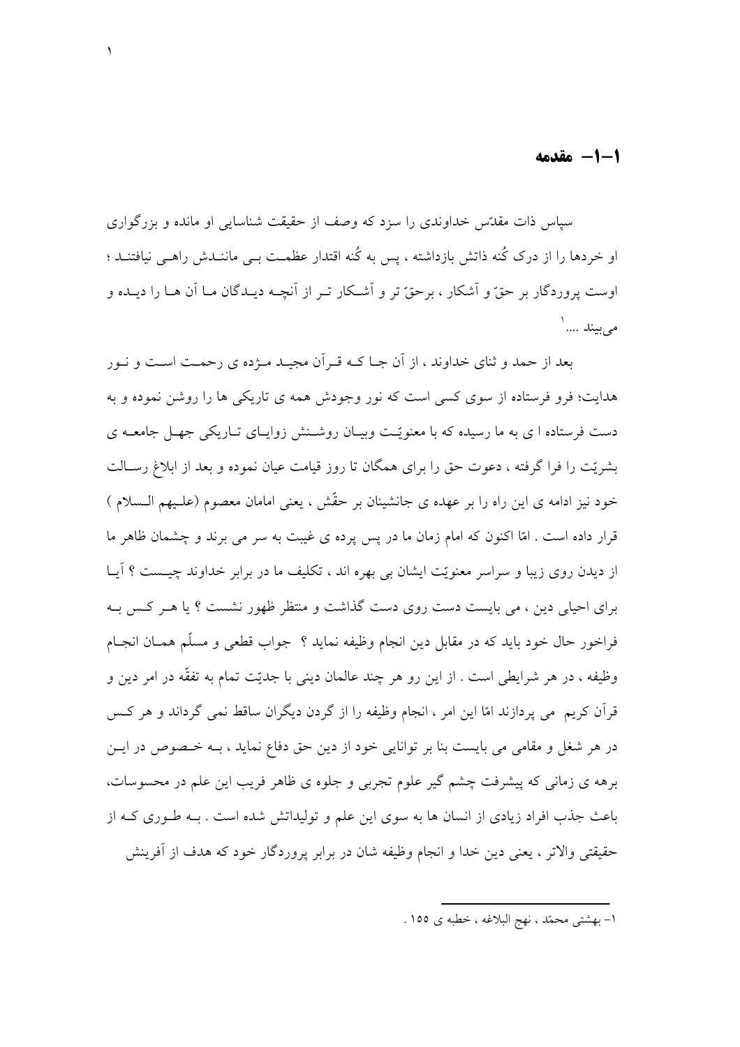## ۱-۱- مقدمه

سپاس ذات مقدّس خداوندی را سزد که وصف از حقیقت شناسایی او مانده و بزرگواری او خردها را از درک کُنه ذاتش بازداشته ، پس به کُنه اقتدار عظمت بی مانندش راهی نیافتند ؛ اوست پروردگار بر حقّ و آشکار ، برحقّ تر و آشکار تر از آنچه دیدگان ما آن ها را دیده و می‌بیند ....[۱]

بعد از حمد و ثنای خداوند ، از آن جا که قرآن مجید مژده ی رحمت است و نور هدایت؛ فرو فرستاده از سوی کسی است که نور وجودش همه ی تاریکی ها را روشن نموده و به دست فرستاده ا ی به ما رسیده که با معنویّت وبیان روشنش زوایای تاریکی جهل جامعه ی بشریّت را فرا گرفته ، دعوت حق را برای همگان تا روز قیامت عیان نموده و بعد از ابلاغ رسالت خود نیز ادامه ی این راه را بر عهده ی جانشینان بر حقّش ، یعنی امامان معصوم (علیهم السلام ) قرار داده است . امّا اکنون که امام زمان ما در پس پرده ی غیبت به سر می برند و چشمان ظاهر ما از دیدن روی زیبا و سراسر معنویّت ایشان بی بهره اند ، تکلیف ما در برابر خداوند چیست ؟ آیا برای احیای دین ، می بایست دست روی دست گذاشت و منتظر ظهور نشست ؟ یا هر کس به فراخور حال خود باید که در مقابل دین انجام وظیفه نماید ؟ جواب قطعی و مسلّم همان انجام وظیفه ، در هر شرایطی است . از این رو هر چند عالمان دینی با جدیّت تمام به تفقّه در امر دین و قرآن کریم می پردازند امّا این امر ، انجام وظیفه را از گردن دیگران ساقط نمی گرداند و هر کس در هر شغل و مقامی می بایست بنا بر توانایی خود از دین حق دفاع نماید ، به خصوص در این برهه ی زمانی که پیشرفت چشم گیر علوم تجربی و جلوه ی ظاهر فریب این علم در محسوسات، باعث جذب افراد زیادی از انسان ها به سوی این علم و تولیداتش شده است . به طوری که از حقیقتی والاتر ، یعنی دین خدا و انجام وظیفه شان در برابر پروردگار خود که هدف از آفرینش

---

۱- بهشتی محمّد ، نهج البلاغه ، خطبه ی ۱۵۵ .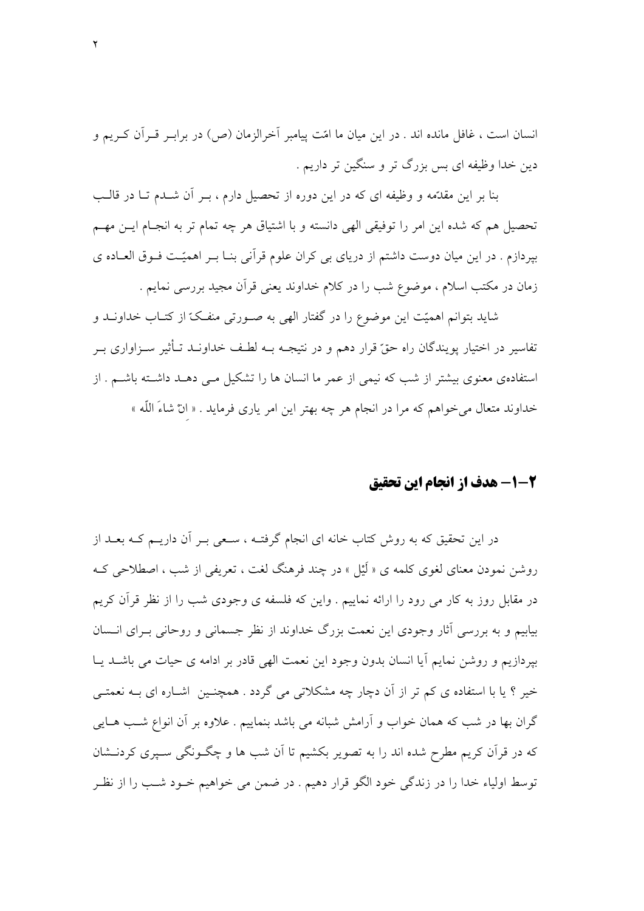انسان است ، غافل مانده اند . در این میان ما امّت پیامبر آخرالزمان (ص) در برابـر قـرآن کـریم و دین خدا وظیفه ای بس بزرگ تر و سنگین تر داریم .

بنا بر این مقدّمه و وظیفه ای که در این دوره از تحصیل دارم ، بـر آن شـدم تـا در قالـب تحصیل هم که شده این امر را توفیقی الهی دانسته و با اشتیاق هر چه تمام تر به انجـام ایـن مهـم بپردازم . در این میان دوست داشتم از دریای بی کران علوم قرآنی بنـا بـر اهمیّـت فـوق العـاده ی زمان در مکتب اسلام ، موضوع شب را در کلام خداوند یعنی قرآن مجید بررسی نمایم .

شاید بتوانم اهمیّت این موضوع را در گفتار الهی به صـورتی منفـکّ از کتـاب خداونـد و تفاسیر در اختیار پویندگان راه حقّ قرار دهم و در نتیجـه بـه لطـف خداونـد تـأثیر سـزاواری بـر استفاده‌ی معنوی بیشتر از شب که نیمی از عمر ما انسان ها را تشکیل مـی دهـد داشـته باشـم . از خداوند متعال می‌خواهم که مرا در انجام هر چه بهتر این امر یاری فرماید . « اِنْ شاءَ اللّه »

## ۲-۱- هدف از انجام این تحقیق

در این تحقیق که به روش کتاب خانه ای انجام گرفتـه ، سـعی بـر آن داریـم کـه بعـد از روشن نمودن معنای لغوی کلمه ی « لَیْل » در چند فرهنگ لغت ، تعریفی از شب ، اصطلاحی کـه در مقابل روز به کار می رود را ارائه نماییم . واین که فلسفه ی وجودی شب را از نظر قرآن کریم بیابیم و به بررسی آثار وجودی این نعمت بزرگ خداوند از نظر جسمانی و روحانی بـرای انـسان بپردازیم و روشن نمایم آیا انسان بدون وجود این نعمت الهی قادر بر ادامه ی حیات می باشـد یـا خیر ؟ یا با استفاده ی کم تر از آن دچار چه مشکلاتی می گردد . همچنـین اشـاره ای بـه نعمتـی گران بها در شب که همان خواب و آرامش شبانه می باشد بنماییم . علاوه بر آن انواع شـب هـایی که در قرآن کریم مطرح شده اند را به تصویر بکشیم تا آن شب ها و چگـونگی سـپری کردنـشان توسط اولیاء خدا را در زندگی خود الگو قرار دهیم . در ضمن می خواهیم خـود شـب را از نظـر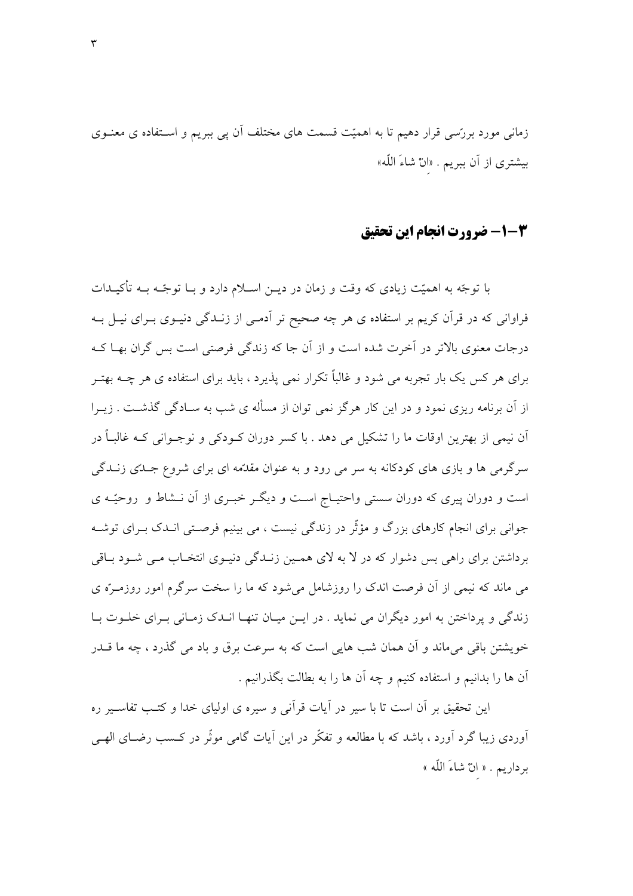زمانی مورد بررّسی قرار دهیم تا به اهمیّت قسمت های مختلف آن پی ببریم و استفاده ی معنوی بیشتری از آن ببریم . «انْ شاءَ اللّه»

## ۳–۱– ضرورت انجام این تحقیق

با توجّه به اهمیّت زیادی که وقت و زمان در دین اسلام دارد و با توجّه به تأکیدات فراوانی که در قرآن کریم بر استفاده ی هر چه صحیح تر آدمی از زندگی دنیوی برای نیل به درجات معنوی بالاتر در آخرت شده است و از آن جا که زندگی فرصتی است بس گران بها که برای هر کس یک بار تجربه می شود و غالباً تکرار نمی پذیرد ، باید برای استفاده ی هر چه بهتر از آن برنامه ریزی نمود و در این کار هرگز نمی توان از مسأله ی شب به سادگی گذشت . زیرا آن نیمی از بهترین اوقات ما را تشکیل می دهد . با کسر دوران کودکی و نوجوانی که غالباً در سرگرمی ها و بازی های کودکانه به سر می رود و به عنوان مقدّمه ای برای شروع جدّی زندگی است و دوران پیری که دوران سستی واحتیاج است و دیگر خبری از آن نشاط و روحیّه ی جوانی برای انجام کارهای بزرگ و مؤثّر در زندگی نیست ، می بینیم فرصتی اندک برای توشه برداشتن برای راهی بس دشوار که در لا به لای همین زندگی دنیوی انتخاب می شود باقی می ماند که نیمی از آن فرصت اندک را روزشامل می‌شود که ما را سخت سرگرم امور روزمرّه ی زندگی و پرداختن به امور دیگران می نماید . در این میان تنها اندک زمانی برای خلوت با خویشتن باقی می‌ماند و آن همان شب هایی است که به سرعت برق و باد می گذرد ، چه ما قدر آن ها را بدانیم و استفاده کنیم و چه آن ها را به بطالت بگذرانیم .

این تحقیق بر آن است تا با سیر در آیات قرآنی و سیره ی اولیای خدا و کتب تفاسیر ره آوردی زیبا گرد آورد ، باشد که با مطالعه و تفکّر در این آیات گامی موثّر در کسب رضای الهی برداریم . « انْ شاءَ اللّه »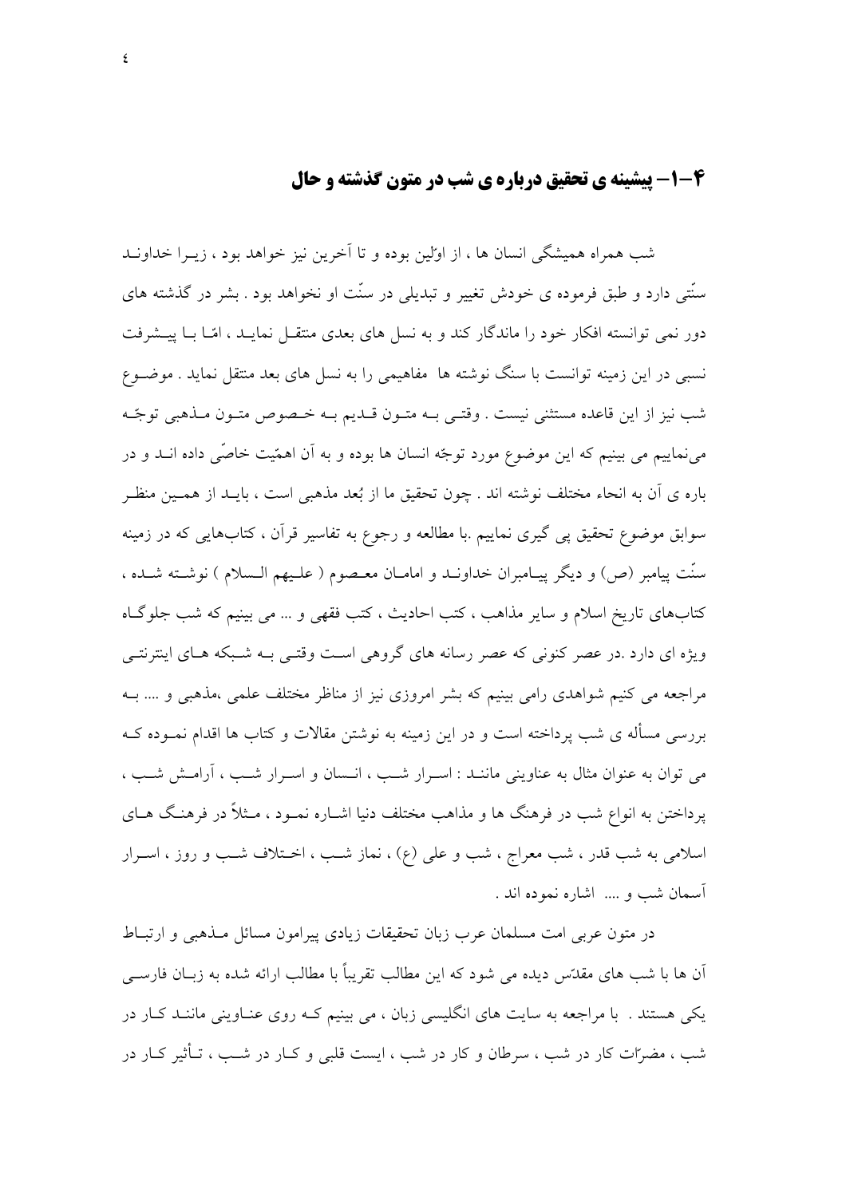## ۴-۱- پیشینه ی تحقیق درباره ی شب در متون گذشته و حال

شب همراه همیشگی انسان ها ، از اوّلین بوده و تا آخرین نیز خواهد بود ، زیرا خداوند سنّتی دارد و طبق فرموده ی خودش تغییر و تبدیلی در سنّت او نخواهد بود . بشر در گذشته های دور نمی توانسته افکار خود را ماندگار کند و به نسل های بعدی منتقل نماید ، امّا با پیشرفت نسبی در این زمینه توانست با سنگ نوشته ها مفاهیمی را به نسل های بعد منتقل نماید . موضوع شب نیز از این قاعده مستثنی نیست . وقتی به متون قدیم به خصوص متون مذهبی توجّه می‌نماییم می بینیم که این موضوع مورد توجّه انسان ها بوده و به آن اهمّیت خاصّی داده اند و در باره ی آن به انحاء مختلف نوشته اند . چون تحقیق ما از بُعد مذهبی است ، باید از همین منظر سوابق موضوع تحقیق پی گیری نماییم .با مطالعه و رجوع به تفاسیر قرآن ، کتاب‌هایی که در زمینه سنّت پیامبر (ص) و دیگر پیامبران خداوند و امامان معصوم ( علیهم السلام ) نوشته شده ، کتاب‌های تاریخ اسلام و سایر مذاهب ، کتب احادیث ، کتب فقهی و ... می بینیم که شب جلوگاه ویژه ای دارد .در عصر کنونی که عصر رسانه های گروهی است وقتی به شبکه های اینترنتی مراجعه می کنیم شواهدی رامی بینیم که بشر امروزی نیز از مناظر مختلف علمی ،مذهبی و .... به بررسی مسأله ی شب پرداخته است و در این زمینه به نوشتن مقالات و کتاب ها اقدام نموده که می توان به عنوان مثال به عناوینی مانند : اسرار شب ، انسان و اسرار شب ، آرامش شب ، پرداختن به انواع شب در فرهنگ ها و مذاهب مختلف دنیا اشاره نمود ، مثلاً در فرهنگ های اسلامی به شب قدر ، شب معراج ، شب و علی (ع) ، نماز شب ، اختلاف شب و روز ، اسرار آسمان شب و .... اشاره نموده اند .

در متون عربی امت مسلمان عرب زبان تحقیقات زیادی پیرامون مسائل مذهبی و ارتباط آن ها با شب های مقدّس دیده می شود که این مطالب تقریباً با مطالب ارائه شده به زبان فارسی یکی هستند . با مراجعه به سایت های انگلیسی زبان ، می بینیم که روی عناوینی مانند کار در شب ، مضرّات کار در شب ، سرطان و کار در شب ، ایست قلبی و کار در شب ، تأثیر کار در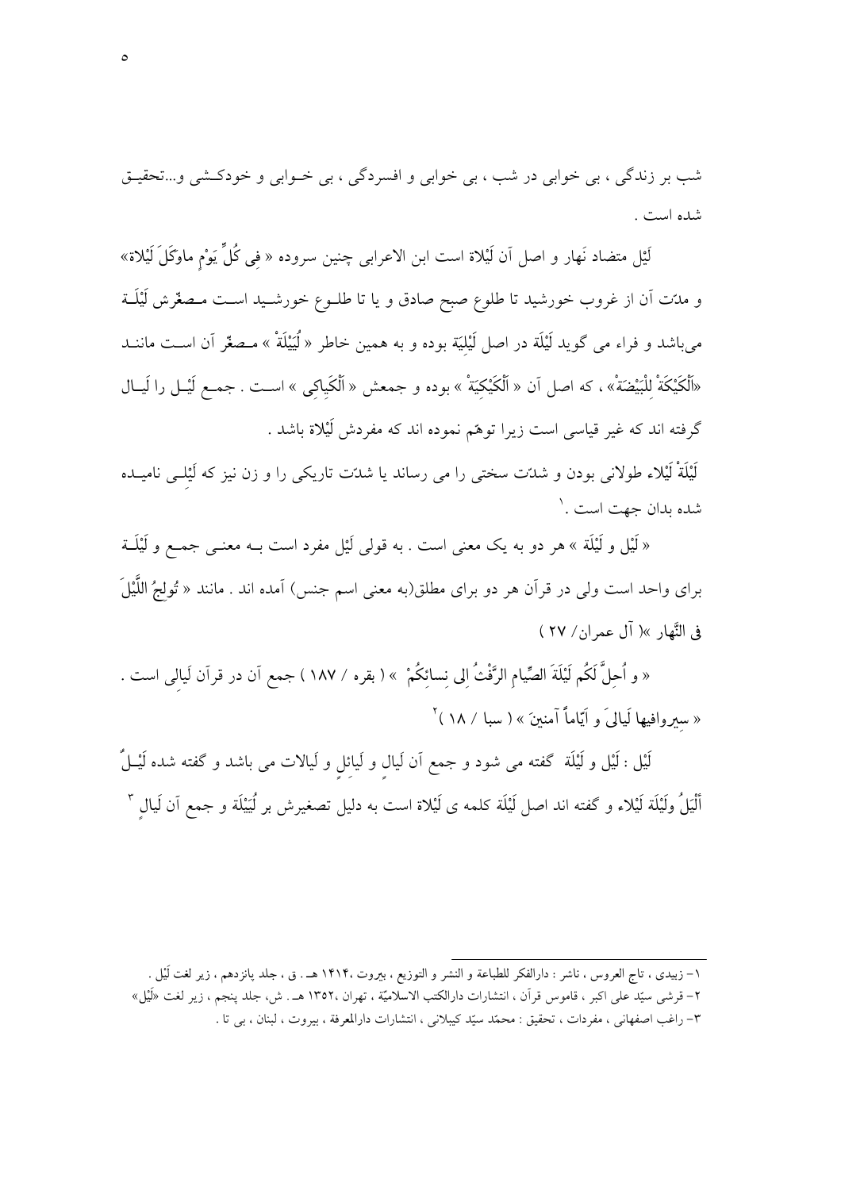شب بر زندگی ، بی خوابی در شب ، بی خوابی و افسردگی ، بی خـوابی و خودکـشی و...تحقیـق شده است .

لَیْل متضاد نَهار و اصل آن لَیْلاة است ابن الاعرابی چنین سروده « فِی کُلِّ یَوْمٍ ماوَکَلَ لَیْلاة» و مدّت آن از غروب خورشید تا طلوع صبح صادق و یا تا طلـوع خورشـید اسـت مـصغّرش لَیْلَـة می‌باشد و فراء می گوید لَیْلَة در اصل لَیْلِیَة بوده و به همین خاطر « لُیَیْلَةْ » مـصغّر آن اسـت ماننـد «اَلْکَیْکَةْ لِلْبَیْضَةْ» ، که اصل آن « اَلْکَیْکِیَةْ » بوده و جمعش « اَلْکَیاکِی » اسـت . جمـع لَیْـل را لَیـال گرفته اند که غیر قیاسی است زیرا توهّم نموده اند که مفردش لَیْلاة باشد .

لَیْلَةْ لَیْلاء طولانی بودن و شدّت سختی را می رساند یا شدّت تاریکی را و زن نیز که لَیْلـی نامیـده شده بدان جهت است .[1]

« لَیْل و لَیْلَة » هر دو به یک معنی است . به قولی لَیْل مفرد است بـه معنـی جمـع و لَیْلَـة برای واحد است ولی در قرآن هر دو برای مطلق(به معنی اسم جنس) آمده اند . مانند « تُولِجُ اللَّیْلَ فِی النَّهار »( آل عمران/ ۲۷ )

« و اُحِلَّ لَکُم لَیْلَةَ الصِّیامِ الرَّفْثُ اِلی نِسائِکُمْ » ( بقره / ۱۸۷ ) جمع آن در قرآن لَیالی است .
« سیروافیها لَیالیَ و اَیّاماً آمنینَ » ( سبا / ۱۸ )[2]

لَیْل : لَیْل و لَیْلَة گفته می شود و جمع آن لَیالٍ و لَیائِلٍ و لَیالات می باشد و گفته شده لَیْـلٌ أَلْیَلُ ولَیْلَة لَیْلاء و گفته اند اصل لَیْلَة کلمه ی لَیْلاة است به دلیل تصغیرش بر لُیَیْلَة و جمع آن لَیالٍ [3]

---

۱- زبیدی ، تاج العروس ، ناشر : دارالفکر للطباعة و النشر و التوزیع ، بیروت ،۱۴۱۴ هـ . ق ، جلد پانزدهم ، زیر لغت لَیْل .
۲- قرشی سیّد علی اکبر ، قاموس قرآن ، انتشارات دارالکتب الاسلامیّة ، تهران ،۱۳۵۲ هـ . ش، جلد پنجم ، زیر لغت «لَیْل»
۳- راغب اصفهانی ، مفردات ، تحقیق : محمّد سیّد کیبلانی ، انتشارات دارالمعرفة ، بیروت ، لبنان ، بی تا .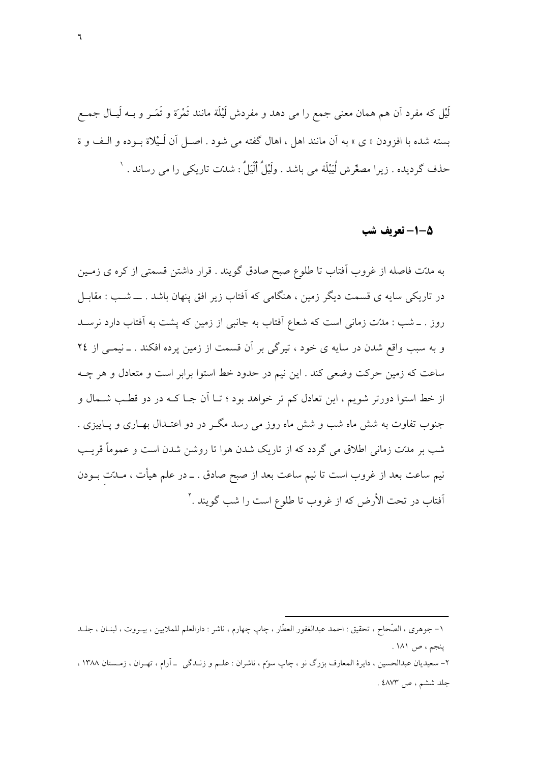لَیْل که مفرد آن هم همان معنی جمع را می دهد و مفردش لَیْلَة مانند تَمْرَة و تَمَـر و بـه لَیـال جمـع بسته شده با افزودن « ی » به آن مانند اهل ، اهال گفته می شود . اصـل آن لَـیْلاة بـوده و الـف و ة حذف گردیده . زیرا مصغّرش لُیَیْلَة می باشد . ولَیْلٌ ألَیَلٌ : شدّت تاریکی را می رساند .[1]

## ۵–۱– تعریف شب

به مدّت فاصله از غروب آفتاب تا طلوع صبح صادق گویند . قرار داشتن قسمتی از کره ی زمـین در تاریکی سایه ی قسمت دیگر زمین ، هنگامی که آفتاب زیر افق پنهان باشد . ـــ شـب : مقابـل روز . ـ شب : مدّت زمانی است که شعاع آفتاب به جانبی از زمین که پشت به آفتاب دارد نرسـد و به سبب واقع شدن در سایه ی خود ، تیرگی بر آن قسمت از زمین پرده افکند . ـ نیمـی از ۲۴ ساعت که زمین حرکت وضعی کند . این نیم در حدود خط استوا برابر است و متعادل و هر چـه از خط استوا دورتر شویم ، این تعادل کم تر خواهد بود ؛ تـا آن جـا کـه در دو قطـب شـمال و جنوب تفاوت به شش ماه شب و شش ماه روز می رسد مگـر در دو اعتـدال بهـاری و پـاییزی . شب بر مدّت زمانی اطلاق می گردد که از تاریک شدن هوا تا روشن شدن است و عموماً قریـب نیم ساعت بعد از غروب است تا نیم ساعت بعد از صبح صادق . ـ در علم هیأت ، مـدّتِ بـودن آفتاب در تحت الأرض که از غروب تا طلوع است را شب گویند .[2]

---

۱– جوهری ، الصّحاح ، تحقیق : احمد عبدالغفور العطّار ، چاپ چهارم ، ناشر : دارالعلم للملایین ، بیـروت ، لبنـان ، جلـد پنجم ، ص ۱۸۱ .

۲– سعیدیان عبدالحسین ، دایرة المعارف بزرگ نو ، چاپ سوّم ، ناشران : علـم و زنـدگی ـ آرام ، تهـران ، زمـستان ۱۳۸۸ ، جلد ششم ، ص ۴۸۷۳ .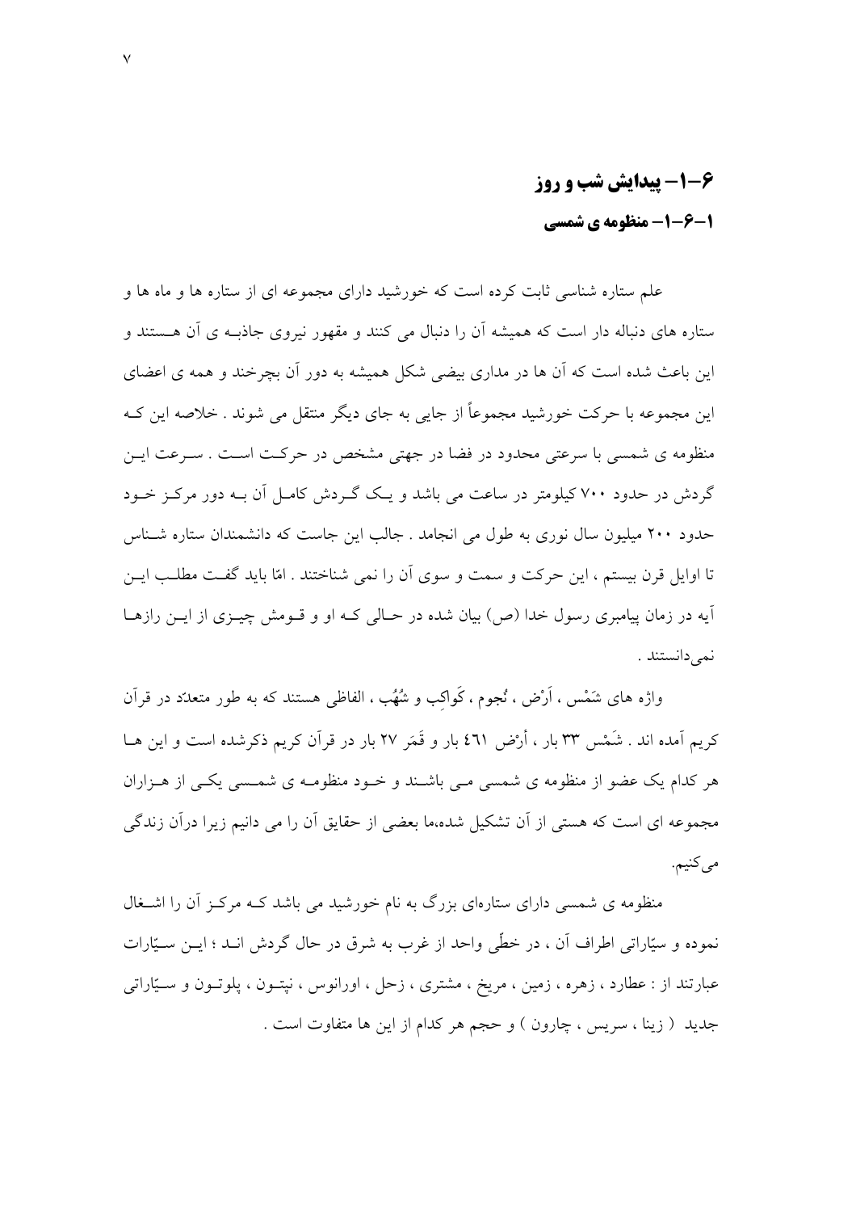## ۶–۱– پیدایش شب و روز

### ۱–۶–۱– منظومه ی شمسی

علم ستاره شناسی ثابت کرده است که خورشید دارای مجموعه ای از ستاره ها و ماه ها و ستاره های دنباله دار است که همیشه آن را دنبال می کنند و مقهور نیروی جاذبـه ی آن هـستند و این باعث شده است که آن ها در مداری بیضی شکل همیشه به دور آن بچرخند و همه ی اعضای این مجموعه با حرکت خورشید مجموعاً از جایی به جای دیگر منتقل می شوند . خلاصه این کـه منظومه ی شمسی با سرعتی محدود در فضا در جهتی مشخص در حرکـت اسـت . سـرعت ایـن گردش در حدود ۷۰۰ کیلومتر در ساعت می باشد و یـک گـردش کامـل آن بـه دور مرکـز خـود حدود ۲۰۰ میلیون سال نوری به طول می انجامد . جالب این جاست که دانشمندان ستاره شـناس تا اوایل قرن بیستم ، این حرکت و سمت و سوی آن را نمی شناختند . امّا باید گفـت مطلـب ایـن آیه در زمان پیامبری رسول خدا (ص) بیان شده در حـالی کـه او و قـومش چیـزی از ایـن رازهـا نمی‌دانستند .

واژه های شَمْس ، اَرْض ، نُجوم ، کَواکِب و شُهُب ، الفاظی هستند که به طور متعدّد در قرآن کریم آمده اند . شَمْس ۳۳ بار ، أرْض ٤٦١ بار و قَمَر ۲۷ بار در قرآن کریم ذکرشده است و این هـا هر کدام یک عضو از منظومه ی شمسی مـی باشـند و خـود منظومـه ی شمـسی یکـی از هـزاران مجموعه ای است که هستی از آن تشکیل شده،ما بعضی از حقایق آن را می دانیم زیرا درآن زندگی می‌کنیم.

منظومه ی شمسی دارای ستاره‌ای بزرگ به نام خورشید می باشد کـه مرکـز آن را اشـغال نموده و سیّاراتی اطراف آن ، در خطّی واحد از غرب به شرق در حال گردش انـد ؛ ایـن سـیّارات عبارتند از : عطارد ، زهره ، زمین ، مریخ ، مشتری ، زحل ، اورانوس ، نپتـون ، پلوتـون و سـیّاراتی جدید ( زینا ، سریس ، چارون ) و حجم هر کدام از این ها متفاوت است .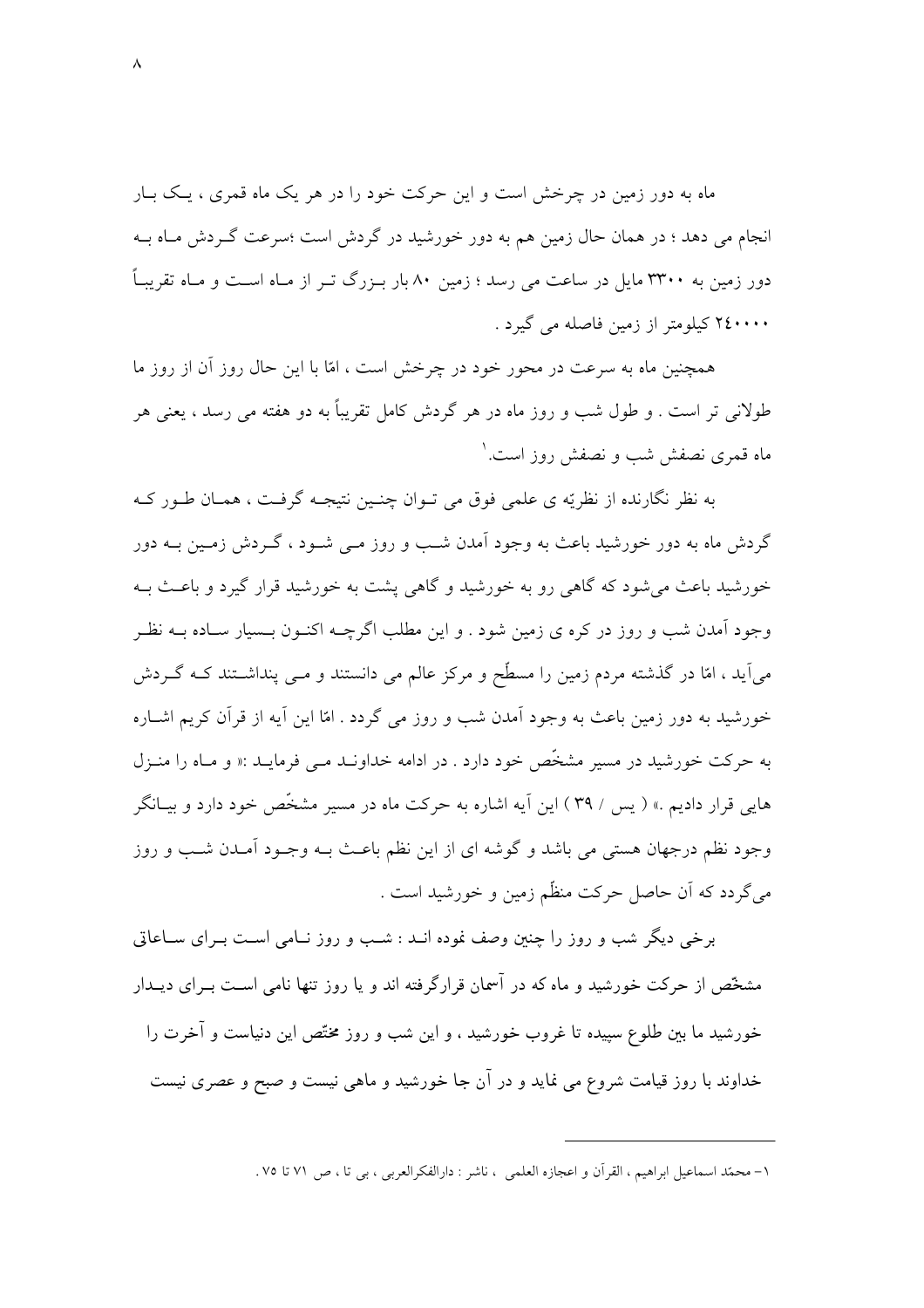ماه به دور زمین در چرخش است و این حرکت خود را در هر یک ماه قمری ، یک بار انجام می دهد ؛ در همان حال زمین هم به دور خورشید در گردش است ؛سرعت گردش ماه به دور زمین به ۳۳۰۰ مایل در ساعت می رسد ؛ زمین ۸۰ بار بزرگ تر از ماه است و ماه تقریباً ۲٤۰۰۰۰ کیلومتر از زمین فاصله می گیرد .

همچنین ماه به سرعت در محور خود در چرخش است ، امّا با این حال روز آن از روز ما طولانی تر است . و طول شب و روز ماه در هر گردش کامل تقریباً به دو هفته می رسد ، یعنی هر ماه قمری نصفش شب و نصفش روز است.[1]

به نظر نگارنده از نظریّه ی علمی فوق می توان چنین نتیجه گرفت ، همان طور که گردش ماه به دور خورشید باعث به وجود آمدن شب و روز می شود ، گردش زمین به دور خورشید باعث می‌شود که گاهی رو به خورشید و گاهی پشت به خورشید قرار گیرد و باعث به وجود آمدن شب و روز در کره ی زمین شود . و این مطلب اگرچه اکنون بسیار ساده به نظر می‌آید ، امّا در گذشته مردم زمین را مسطّح و مرکز عالم می دانستند و می پنداشتند که گردش خورشید به دور زمین باعث به وجود آمدن شب و روز می گردد . امّا این آیه از قرآن کریم اشاره به حرکت خورشید در مسیر مشخّص خود دارد . در ادامه خداوند می فرماید :« و ماه را منزل هایی قرار دادیم .» ( یس / ۳۹ ) این آیه اشاره به حرکت ماه در مسیر مشخّص خود دارد و بیانگر وجود نظم درجهان هستی می باشد و گوشه ای از این نظم باعث به وجود آمدن شب و روز می‌گردد که آن حاصل حرکت منظّم زمین و خورشید است .

برخی دیگر شب و روز را چنین وصف نموده اند : شب و روز نامی است برای ساعاتی مشخّص از حرکت خورشید و ماه که در آسمان قرارگرفته اند و یا روز تنها نامی است برای دیدار خورشید ما بین طلوع سپیده تا غروب خورشید ، و این شب و روز مختّص این دنیاست و آخرت را خداوند با روز قیامت شروع می نماید و در آن جا خورشید و ماهی نیست و صبح و عصری نیست

---

۱- محمّد اسماعیل ابراهیم ، القرآن و اعجازه العلمی ، ناشر : دارالفکرالعربی ، بی تا ، ص ۷۱ تا ۷۵ .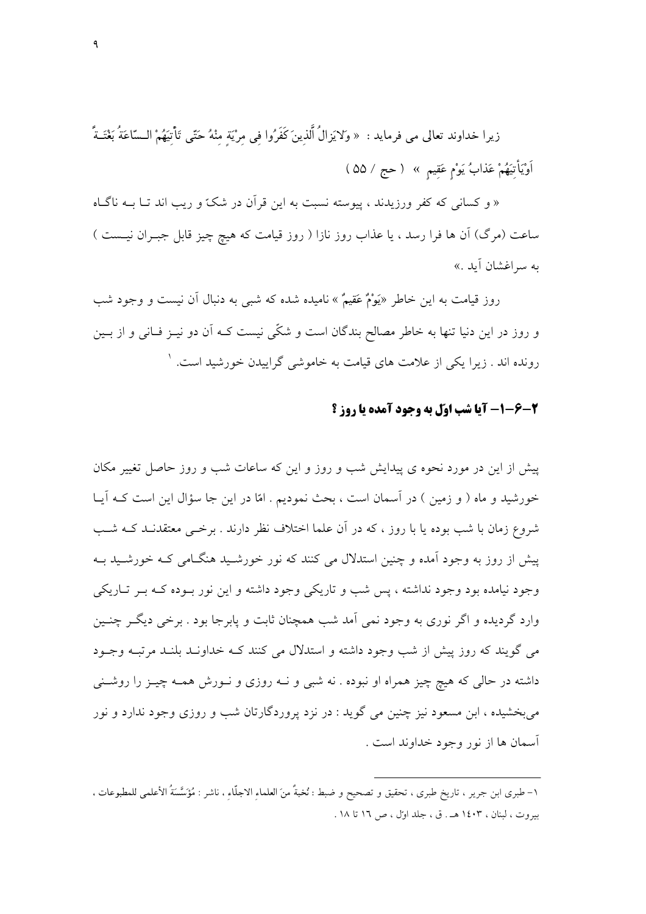زیرا خداوند تعالی می فرماید : « وَلایَزالُ اَلّذینَ کَفَرُوا فِی مِرْیَةٍ مِنْهُ حَتّی تَأْتِیَهُمْ السّاعَةُ بَغْتَةً اَوْیَأْتِیَهُمْ عَذابُ یَوْمٍ عَقیمٍ » ( حج / ۵۵ )

« و کسانی که کفر ورزیدند ، پیوسته نسبت به این قرآن در شکّ و ریب اند تا بـه ناگـاه ساعت (مرگ) آن ها فرا رسد ، یا عذاب روز نازا ( روز قیامت که هیچ چیز قابل جبـران نیـست ) به سراغشان آید .»

روز قیامت به این خاطر «یَوْمٌ عَقیمٌ » نامیده شده که شبی به دنبال آن نیست و وجود شب و روز در این دنیا تنها به خاطر مصالح بندگان است و شکّی نیست کـه آن دو نیـز فـانی و از بـین رونده اند . زیرا یکی از علامت های قیامت به خاموشی گراییدن خورشید است. [۱]

## ۲-۶-۱- آیا شب اوّل به وجود آمده یا روز ؟

پیش از این در مورد نحوه ی پیدایش شب و روز و این که ساعات شب و روز حاصل تغییر مکان خورشید و ماه ( و زمین ) در آسمان است ، بحث نمودیم . امّا در این جا سؤال این است کـه آیـا شروع زمان با شب بوده یا با روز ، که در آن علما اختلاف نظر دارند . برخـی معتقدنـد کـه شـب پیش از روز به وجود آمده و چنین استدلال می کنند که نور خورشـید هنگـامی کـه خورشـید بـه وجود نیامده بود وجود نداشته ، پس شب و تاریکی وجود داشته و این نور بـوده کـه بـر تـاریکی وارد گردیده و اگر نوری به وجود نمی آمد شب همچنان ثابت و پابرجا بود . برخی دیگـر چنـین می گویند که روز پیش از شب وجود داشته و استدلال می کنند کـه خداونـد بلنـد مرتبـه وجـود داشته در حالی که هیچ چیز همراه او نبوده . نه شبی و نـه روزی و نـورش همـه چیـز را روشـنی می‌بخشیده ، ابن مسعود نیز چنین می گوید : در نزد پروردگارتان شب و روزی وجود ندارد و نور آسمان ها از نور وجود خداوند است .

---

۱- طبری ابن جریر ، تاریخ طبری ، تحقیق و تصحیح و ضبط : نُخبةٌ منَ العلماءِ الاجلّاءِ ، ناشر : مُؤَسَّسَةُ الأعلمی للمطبوعات ، بیروت ، لبنان ، ۱۴۰۳ هـ . ق ، جلد اوّل ، ص ۱۶ تا ۱۸ .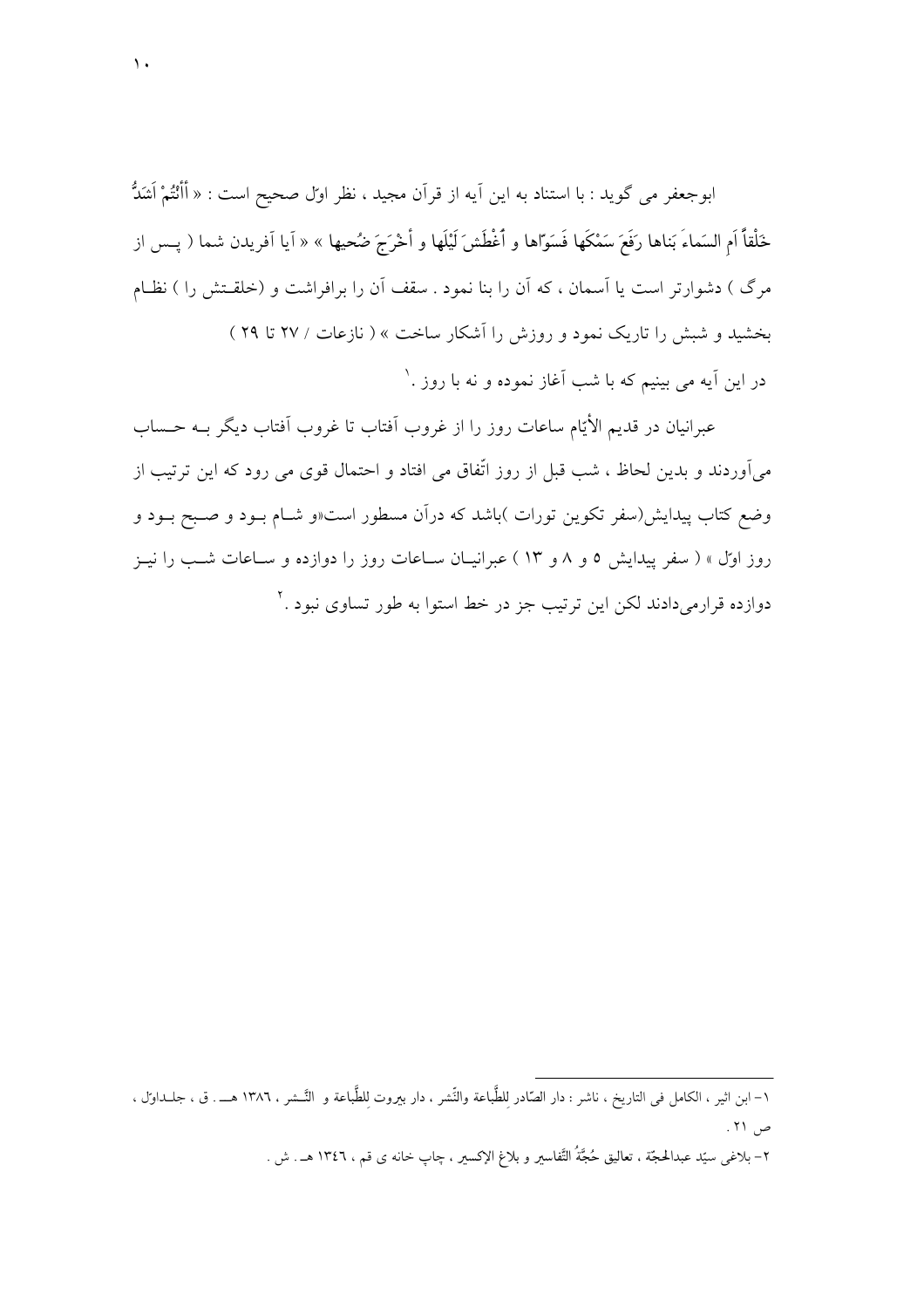ابوجعفر می گوید : با استناد به این آیه از قرآن مجید ، نظر اوّل صحیح است : « أأنْتُمْ اَشَدُّ خَلْقاً اَمِ السَماءَ بَناها رَفَعَ سَمْکَها فَسَوّاها و أغْطَشَ لَیْلَها و أخْرَجَ ضُحیها » « آیا آفریدن شما ( پس از مرگ ) دشوارتر است یا آسمان ، که آن را بنا نمود . سقف آن را برافراشت و (خلقتش را ) نظام بخشید و شبش را تاریک نمود و روزش را آشکار ساخت » ( نازعات / ٢٧ تا ٢٩ )

در این آیه می بینیم که با شب آغاز نموده و نه با روز .[1]

عبرانیان در قدیم الأیّام ساعات روز را از غروب آفتاب تا غروب آفتاب دیگر بـه حساب می‌آوردند و بدین لحاظ ، شب قبل از روز اتّفاق می افتاد و احتمال قوی می رود که این ترتیب از وضع کتاب پیدایش(سفر تکوین تورات )باشد که درآن مسطور است«و شام بود و صبح بود و روز اوّل » ( سفر پیدایش ٥ و ٨ و ١٣ ) عبرانیان ساعات روز را دوازده و ساعات شب را نیز دوازده قرارمی‌دادند لکن این ترتیب جز در خط استوا به طور تساوی نبود .[2]

---

١- ابن اثیر ، الکامل فی التاریخ ، ناشر : دار الصّادر للطِّباعة والنَّشر ، دار بیروت للطِّباعة و النَّشر ، ١٣٨٦ هـ . ق ، جلداوّل ، ص ٢١ .

٢- بلاغی سیّد عبدالحجّة ، تعالیق حُجَّةُ التَّفاسیر و بلاغ الإکسیر ، چاپ خانه ی قم ، ١٣٤٦ هـ . ش .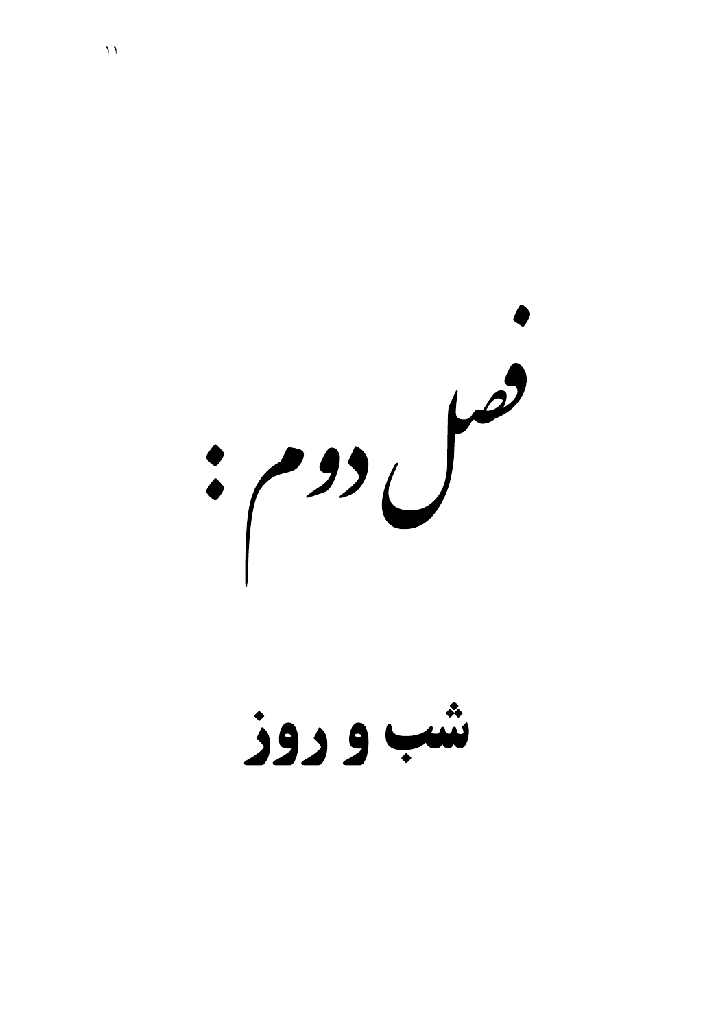# فصل دوم:

## شب و روز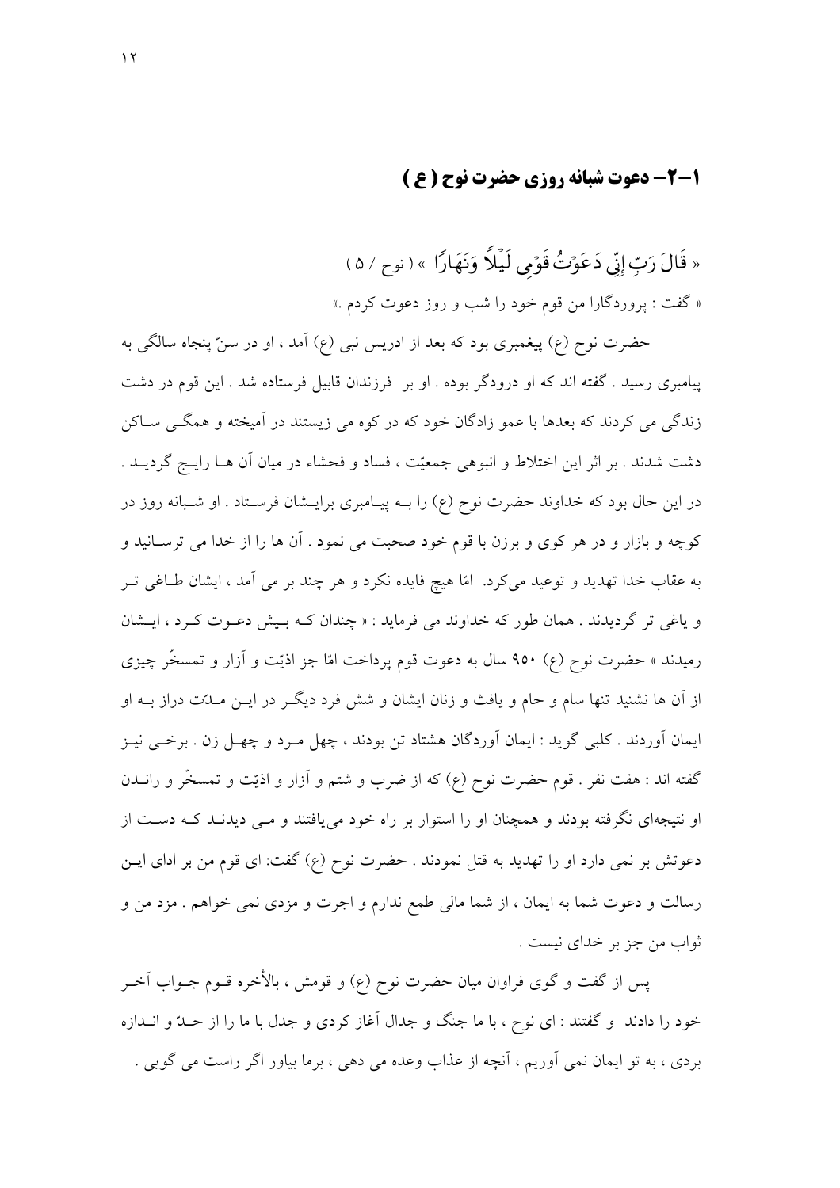## ۱–۲– دعوت شبانه روزی حضرت نوح ( ع )

« قَالَ رَبِّ إِنِّي دَعَوْتُ قَوْمِي لَيْلًا وَنَهَارًا » ( نوح / ۵ )

« گفت : پروردگارا من قوم خود را شب و روز دعوت کردم .»

حضرت نوح (ع) پیغمبری بود که بعد از ادریس نبی (ع) آمد ، او در سنّ پنجاه سالگی به پیامبری رسید . گفته اند که او درودگر بوده . او بر فرزندان قابیل فرستاده شد . این قوم در دشت زندگی می کردند که بعدها با عمو زادگان خود که در کوه می زیستند در آمیخته و همگی ساکن دشت شدند . بر اثر این اختلاط و انبوهی جمعیّت ، فساد و فحشاء در میان آن ها رایج گردید . در این حال بود که خداوند حضرت نوح (ع) را به پیامبری برایشان فرستاد . او شبانه روز در کوچه و بازار و در هر کوی و برزن با قوم خود صحبت می نمود . آن ها را از خدا می ترسانید و به عقاب خدا تهدید و توعید می‌کرد. امّا هیچ فایده نکرد و هر چند بر می آمد ، ایشان طاغی تر و یاغی تر گردیدند . همان طور که خداوند می فرماید : « چندان که بیش دعوت کرد ، ایشان رمیدند » حضرت نوح (ع) ۹۵۰ سال به دعوت قوم پرداخت امّا جز اذیّت و آزار و تمسخّر چیزی از آن ها نشنید تنها سام و حام و یافث و زنان ایشان و شش فرد دیگر در این مدّت دراز به او ایمان آوردند . کلبی گوید : ایمان آوردگان هشتاد تن بودند ، چهل مرد و چهل زن . برخی نیز گفته اند : هفت نفر . قوم حضرت نوح (ع) که از ضرب و شتم و آزار و اذیّت و تمسخّر و راندن او نتیجه‌ای نگرفته بودند و همچنان او را استوار بر راه خود می‌یافتند و می دیدند که دست از دعوتش بر نمی دارد او را تهدید به قتل نمودند . حضرت نوح (ع) گفت: ای قوم من بر ادای این رسالت و دعوت شما به ایمان ، از شما مالی طمع ندارم و اجرت و مزدی نمی خواهم . مزد من و ثواب من جز بر خدای نیست .

پس از گفت و گوی فراوان میان حضرت نوح (ع) و قومش ، بالأخره قوم جواب آخر خود را دادند و گفتند : ای نوح ، با ما جنگ و جدال آغاز کردی و جدل با ما را از حدّ و اندازه بردی ، به تو ایمان نمی آوریم ، آنچه از عذاب وعده می دهی ، برما بیاور اگر راست می گویی .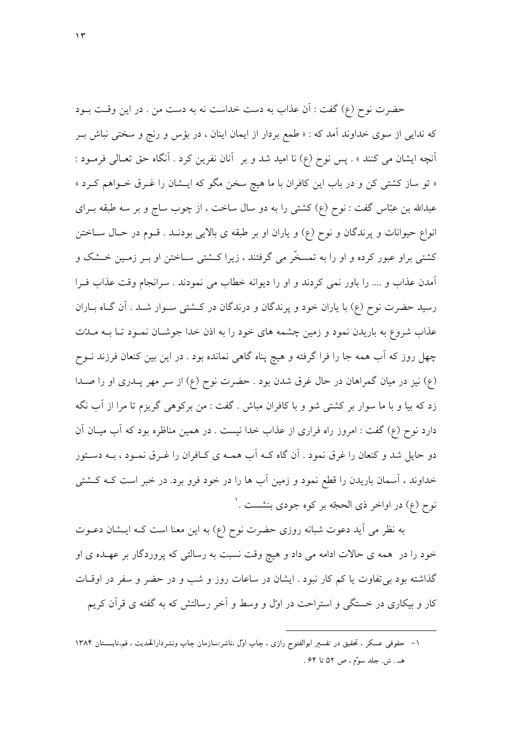حضرت نوح (ع) گفت : آن عذاب به دست خداست نه به دست من . در این وقت بود که ندایی از سوی خداوند آمد که : « طمع بردار از ایمان اینان ، در بؤس و رنج و سختی نباش بر آنچه ایشان می کنند » . پس نوح (ع) نا امید شد و بر آنان نفرین کرد . آنگاه حق تعالی فرمود : « تو ساز کشتی کن و در باب این کافران با ما هیچ سخن مگو که ایشان را غرق خواهم کرد » عبدالله بن عبّاس گفت : نوح (ع) کشتی را به دو سال ساخت ، از چوب ساج و بر سه طبقه برای انواع حیوانات و پرندگان و نوح (ع) و یاران او بر طبقه ی بالایی بودند . قوم در حال ساختن کشتی براو عبور کرده و او را به تمسخّر می گرفتند ، زیرا کشتی ساختن او بر زمین خشک و آمدن عذاب و .... را باور نمی کردند و او را دیوانه خطاب می نمودند . سرانجام وقت عذاب فرا رسید حضرت نوح (ع) با یاران خود و پرندگان و درندگان در کشتی سوار شد . آن گاه باران عذاب شروع به باریدن نمود و زمین چشمه های خود را به اذن خدا جوشان نمود تا به مدّت چهل روز که آب همه جا را فرا گرفته و هیچ پناه گاهی نمانده بود . در این بین کنعان فرزند نوح (ع) نیز در میان گمراهان در حال غرق شدن بود . حضرت نوح (ع) از سر مهر پدری او را صدا زد که بیا و با ما سوار بر کشتی شو و با کافران مباش . گفت : من برکوهی گریزم تا مرا از آب نگه دارد نوح (ع) گفت : امروز راه فراری از عذاب خدا نیست . در همین مناظره بود که آب میان آن دو حایل شد و کنعان را غرق نمود . آن گاه که آب همه ی کافران را غرق نمود ، به دستور خداوند ، آسمان باریدن را قطع نمود و زمین آب ها را در خود فرو برد. در خبر است که کشتی نوح (ع) در اواخر ذی الحجّه بر کوه جودی بنشست .[1]

به نظر می آید دعوت شبانه روزی حضرت نوح (ع) به این معنا است که ایشان دعوت خود را در همه ی حالات ادامه می داد و هیچ وقت نسبت به رسالتی که پروردگار بر عهده ی او گذاشته بود بی‌تفاوت یا کم کار نبود . ایشان در ساعات روز و شب و در حضر و سفر در اوقات کار و بیکاری در خستگی و استراحت در اوّل و وسط و آخر رسالتش که به گفته ی قرآن کریم

---

۱- حقوقی عسکر ، تحقیق در تفسیر ابوالفتوح رازی ، چاپ اوّل ،ناشر:سازمان چاپ ونشردارالحدیث ، قم،تابستان ۱۳۸۴ هـ . ش. جلد سوّم ، ص ۵۲ تا ۶۴ .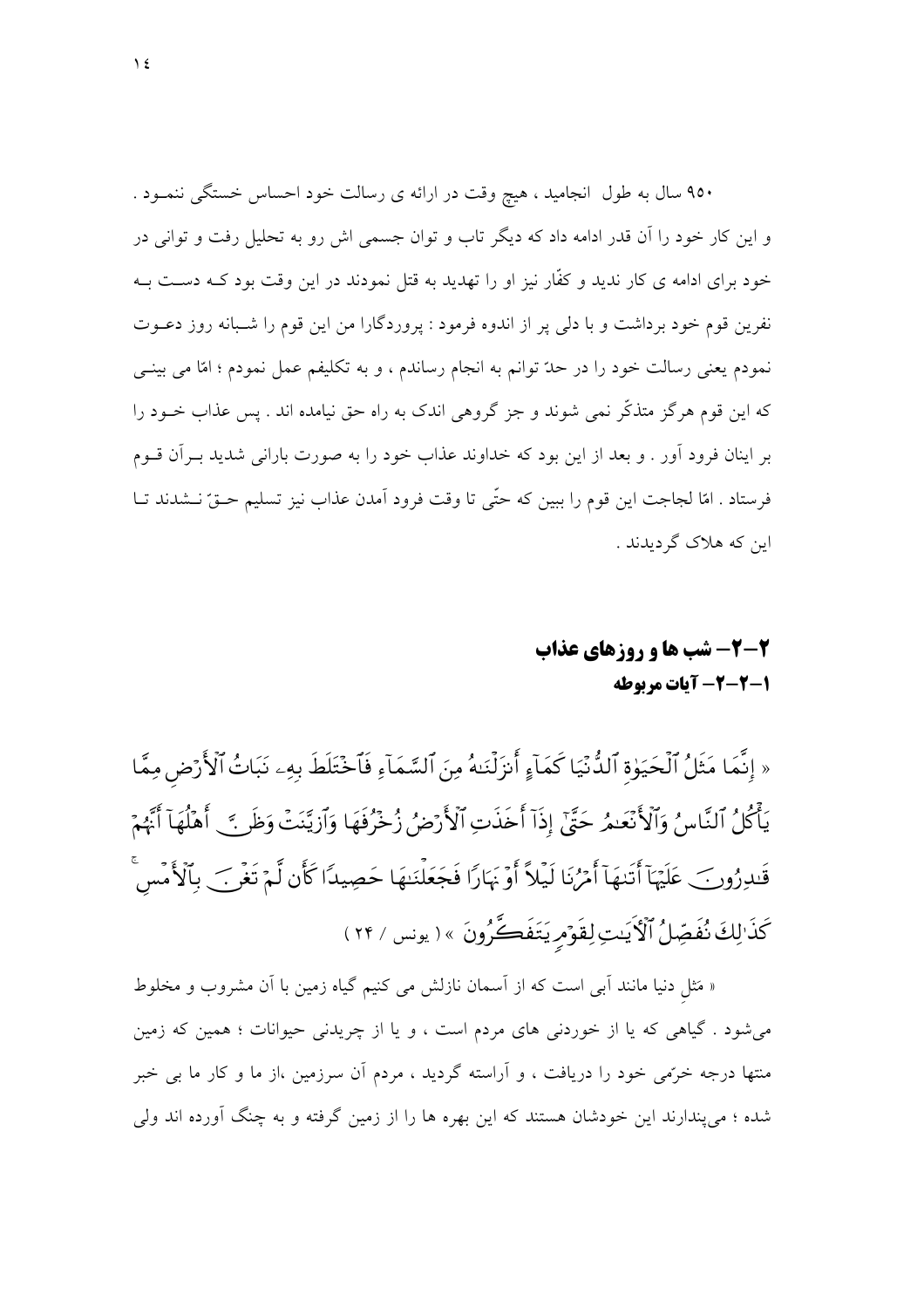۹۵۰ سال به طول انجامید ، هیچ وقت در ارائه ی رسالت خود احساس خستگی ننمود . و این کار خود را آن قدر ادامه داد که دیگر تاب و توان جسمی اش رو به تحلیل رفت و توانی در خود برای ادامه ی کار ندید و کفّار نیز او را تهدید به قتل نمودند در این وقت بود کـه دسـت بـه نفرین قوم خود برداشت و با دلی پر از اندوه فرمود : پروردگارا من این قوم را شـبانه روز دعـوت نمودم یعنی رسالت خود را در حدّ توانم به انجام رساندم ، و به تکلیفم عمل نمودم ؛ امّا می بینـی که این قوم هرگز متذکّر نمی شوند و جز گروهی اندک به راه حق نیامده اند . پس عذاب خـود را بر اینان فرود آور . و بعد از این بود که خداوند عذاب خود را به صورت بارانی شدید بـرآن قـوم فرستاد . امّا لجاجت این قوم را ببین که حتّی تا وقت فرود آمدن عذاب نیز تسلیم حـقّ نـشدند تـا این که هلاک گردیدند .

## ۲-۲- شب ها و روزهای عذاب

### ۱-۲-۲- آیات مربوطه

« إِنَّمَا مَثَلُ ٱلْحَيَوٰةِ ٱلدُّنْيَا كَمَآءٍ أَنزَلْنَٰهُ مِنَ ٱلسَّمَآءِ فَٱخْتَلَطَ بِهِۦ نَبَاتُ ٱلْأَرْضِ مِمَّا يَأْكُلُ ٱلنَّاسُ وَٱلْأَنْعَٰمُ حَتَّىٰٓ إِذَآ أَخَذَتِ ٱلْأَرْضُ زُخْرُفَهَا وَٱزَّيَّنَتْ وَظَنَّ أَهْلُهَآ أَنَّهُمْ قَٰدِرُونَ عَلَيْهَآ أَتَىٰهَآ أَمْرُنَا لَيْلًا أَوْ نَهَارًا فَجَعَلْنَٰهَا حَصِيدًا كَأَن لَّمْ تَغْنَ بِٱلْأَمْسِ كَذَٰلِكَ نُفَصِّلُ ٱلْءَايَٰتِ لِقَوْمٍ يَتَفَكَّرُونَ » ( یونس / ۲۴ )

« مَثَل دنیا مانند آبی است که از آسمان نازلش می کنیم گیاه زمین با آن مشروب و مخلوط می‌شود . گیاهی که یا از خوردنی های مردم است ، و یا از چریدنی حیوانات ؛ همین که زمین منتها درجه خرّمی خود را دریافت ، و آراسته گردید ، مردم آن سرزمین ،از ما و کار ما بی خبر شده ؛ می‌پندارند این خودشان هستند که این بهره ها را از زمین گرفته و به چنگ آورده اند ولی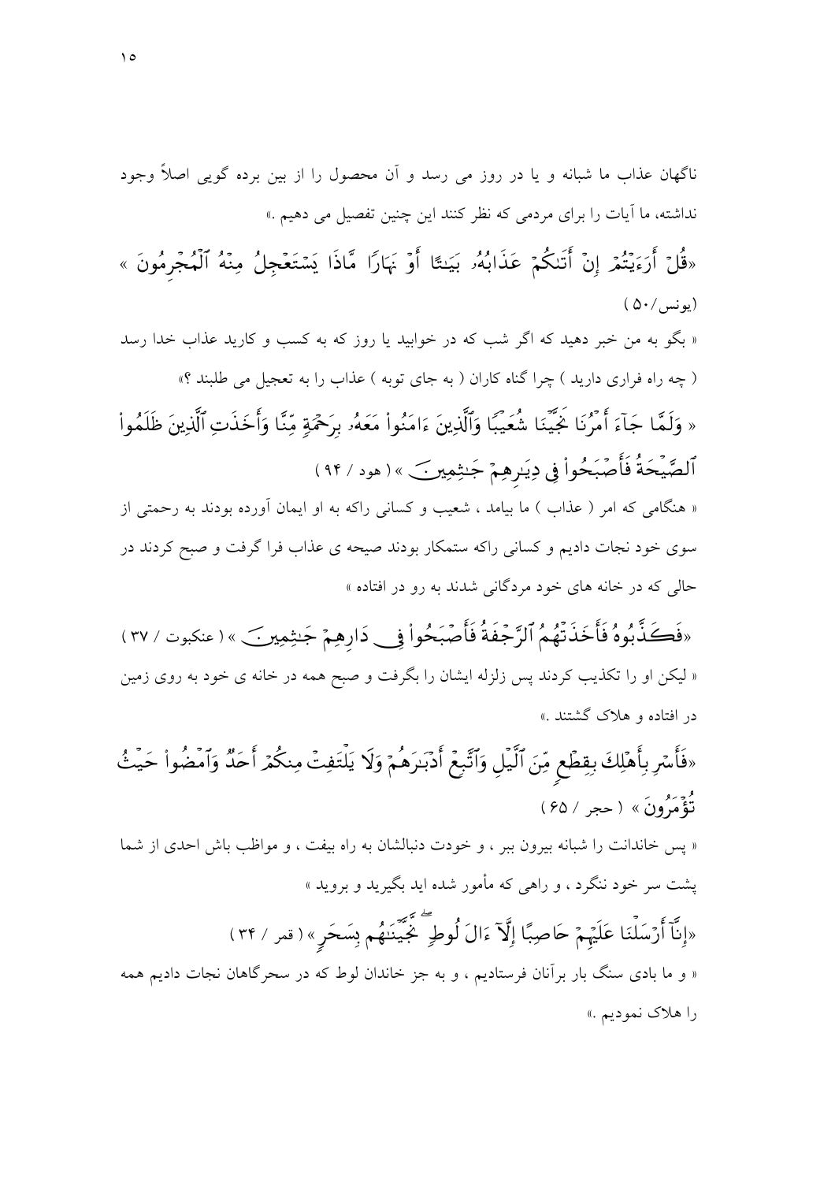ناگهان عذاب ما شبانه و یا در روز می رسد و آن محصول را از بین برده گویی اصلاً وجود نداشته، ما آیات را برای مردمی که نظر کنند این چنین تفصیل می دهیم .»

«قُلْ أَرَءَيْتُمْ إِنْ أَتَىٰكُمْ عَذَابُهُۥ بَيَٰتًا أَوْ نَهَارًا مَّاذَا يَسْتَعْجِلُ مِنْهُ ٱلْمُجْرِمُونَ » (یونس/۵۰)

« بگو به من خبر دهید که اگر شب که در خوابید یا روز که به کسب و کارید عذاب خدا رسد ( چه راه فراری دارید ) چرا گناه کاران ( به جای توبه ) عذاب را به تعجیل می طلبند ؟»

« وَلَمَّا جَآءَ أَمْرُنَا نَجَّيْنَا شُعَيْبًا وَٱلَّذِينَ ءَامَنُواْ مَعَهُۥ بِرَحْمَةٍ مِّنَّا وَأَخَذَتِ ٱلَّذِينَ ظَلَمُواْ ٱلصَّيْحَةُ فَأَصْبَحُواْ فِى دِيَٰرِهِمْ جَٰثِمِينَ » ( هود / ۹۴ )

« هنگامی که امر ( عذاب ) ما بیامد ، شعیب و کسانی راکه به او ایمان آورده بودند به رحمتی از سوی خود نجات دادیم و کسانی راکه ستمکار بودند صیحه ی عذاب فرا گرفت و صبح کردند در حالی که در خانه های خود مردگانی شدند به رو در افتاده »

«فَكَذَّبُوهُ فَأَخَذَتْهُمُ ٱلرَّجْفَةُ فَأَصْبَحُواْ فِى دَارِهِمْ جَٰثِمِينَ » ( عنکبوت / ۳۷ )

« لیکن او را تکذیب کردند پس زلزله ایشان را بگرفت و صبح همه در خانه ی خود به روی زمین در افتاده و هلاک گشتند .»

«فَأَسْرِ بِأَهْلِكَ بِقِطْعٍ مِّنَ ٱلَّيْلِ وَٱتَّبِعْ أَدْبَٰرَهُمْ وَلَا يَلْتَفِتْ مِنكُمْ أَحَدٌ وَٱمْضُواْ حَيْثُ تُؤْمَرُونَ » ( حجر / ۶۵ )

« پس خاندانت را شبانه بیرون ببر ، و خودت دنبالشان به راه بیفت ، و مواظب باش احدی از شما پشت سر خود ننگرد ، و راهی که مأمور شده اید بگیرید و بروید »

«إِنَّآ أَرْسَلْنَا عَلَيْهِمْ حَاصِبًا إِلَّآ ءَالَ لُوطٍ نَّجَّيْنَٰهُم بِسَحَرٍ » ( قمر / ۳۴ )

« و ما بادی سنگ بار برآنان فرستادیم ، و به جز خاندان لوط که در سحرگاهان نجات دادیم همه را هلاک نمودیم .»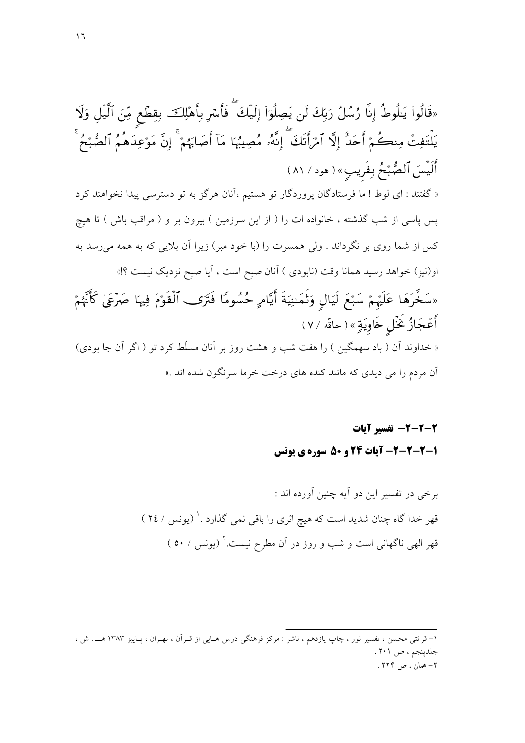«قَالُواْ يَـٰلُوطُ إِنَّا رُسُلُ رَبِّكَ لَن يَصِلُوٓاْ إِلَيْكَ ۖ فَأَسْرِ بِأَهْلِكَ بِقِطْعٍ مِّنَ ٱلَّيْلِ وَلَا يَلْتَفِتْ مِنكُمْ أَحَدٌ إِلَّا ٱمْرَأَتَكَ ۖ إِنَّهُۥ مُصِيبُهَا مَآ أَصَابَهُمْ ۚ إِنَّ مَوْعِدَهُمُ ٱلصُّبْحُ ۚ أَلَيْسَ ٱلصُّبْحُ بِقَرِيبٍ» ( هود / ٨١ )

« گفتند : ای لوط ! ما فرستادگان پروردگار تو هستیم ،آنان هرگز به تو دسترسی پیدا نخواهند کرد پس پاسی از شب گذشته ، خانواده ات را ( از این سرزمین ) بیرون بر و ( مراقب باش ) تا هیچ کس از شما روی بر نگرداند . ولی همسرت را (با خود مبر) زیرا آن بلایی که به همه می‌رسد به او(نیز) خواهد رسید همانا وقت (نابودی ) آنان صبح است ، آیا صبح نزدیک نیست ؟!»

«سَخَّرَهَا عَلَيْهِمْ سَبْعَ لَيَالٍ وَثَمَـٰنِيَةَ أَيَّامٍ حُسُومًا فَتَرَى ٱلْقَوْمَ فِيهَا صَرْعَىٰ كَأَنَّهُمْ أَعْجَازُ نَخْلٍ خَاوِيَةٍ» ( حاقّه / ٧ )

« خداوند آن ( باد سهمگین ) را هفت شب و هشت روز بر آنان مسلّط کرد تو ( اگر آن جا بودی) آن مردم را می دیدی که مانند کنده های درخت خرما سرنگون شده اند .»

### ٢-٢-٢- تفسیر آیات

### ١-٢-٢-٢- آیات ٢۴ و ۵٠ سوره ی یونس

برخی در تفسیر این دو آیه چنین آورده اند :

قهر خدا گاه چنان شدید است که هیچ اثری را باقی نمی گذارد .[١] (یونس / ٢٤ )

قهر الهی ناگهانی است و شب و روز در آن مطرح نیست.[٢] (یونس / ٥٠ )

---

١- قرائتی محسن ، تفسیر نور ، چاپ یازدهم ، ناشر : مرکز فرهنگی درس هایی از قرآن ، تهران ، پاییز ١٣٨٣ هـ . ش ، جلدپنجم ، ص ٢٠١ .

٢- همان ، ص ٢٢۴ .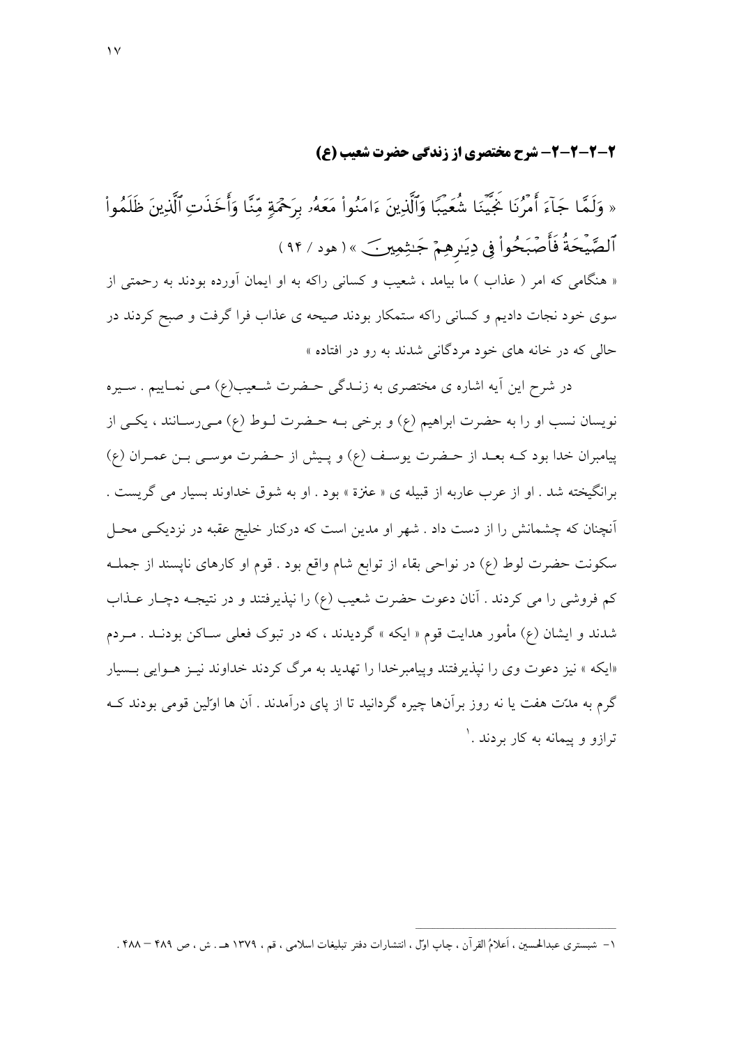## ۲-۲-۲-۲- شرح مختصری از زندگی حضرت شعیب (ع)

« وَلَمَّا جَآءَ أَمْرُنَا نَجَّيْنَا شُعَيْبًا وَٱلَّذِينَ ءَامَنُواْ مَعَهُۥ بِرَحْمَةٍ مِّنَّا وَأَخَذَتِ ٱلَّذِينَ ظَلَمُواْ ٱلصَّيْحَةُ فَأَصْبَحُواْ فِى دِيَٰرِهِمْ جَٰثِمِينَ » ( هود / ۹۴ )

« هنگامی که امر ( عذاب ) ما بیامد ، شعیب و کسانی راکه به او ایمان آورده بودند به رحمتی از سوی خود نجات دادیم و کسانی راکه ستمکار بودند صیحه ی عذاب فرا گرفت و صبح کردند در حالی که در خانه های خود مردگانی شدند به رو در افتاده »

در شرح این آیه اشاره ی مختصری به زندگی حضرت شعیب(ع) می نماییم . سیره نویسان نسب او را به حضرت ابراهیم (ع) و برخی به حضرت لوط (ع) می‌رسانند ، یکی از پیامبران خدا بود که بعد از حضرت یوسف (ع) و پیش از حضرت موسی بن عمران (ع) برانگیخته شد . او از عرب عاربه از قبیله ی « عنزة » بود . او به شوق خداوند بسیار می گریست . آنچنان که چشمانش را از دست داد . شهر او مدین است که درکنار خلیج عقبه در نزدیکی محل سکونت حضرت لوط (ع) در نواحی بقاء از توابع شام واقع بود . قوم او کارهای ناپسند از جمله کم فروشی را می کردند . آنان دعوت حضرت شعیب (ع) را نپذیرفتند و در نتیجه دچار عذاب شدند و ایشان (ع) مأمور هدایت قوم « ایکه » گردیدند ، که در تبوک فعلی ساکن بودند . مردم «ایکه » نیز دعوت وی را نپذیرفتند وپیامبرخدا را تهدید به مرگ کردند خداوند نیز هوایی بسیار گرم به مدّت هفت یا نه روز برآن‌ها چیره گردانید تا از پای درآمدند . آن ها اوّلین قومی بودند که ترازو و پیمانه به کار بردند .[۱]

---

۱- شبستری عبدالحسین ، اَعلامُ القرآن ، چاپ اوّل ، انتشارات دفتر تبلیغات اسلامی ، قم ، ۱۳۷۹ هـ . ش ، ص ۴۸۹ – ۴۸۸ .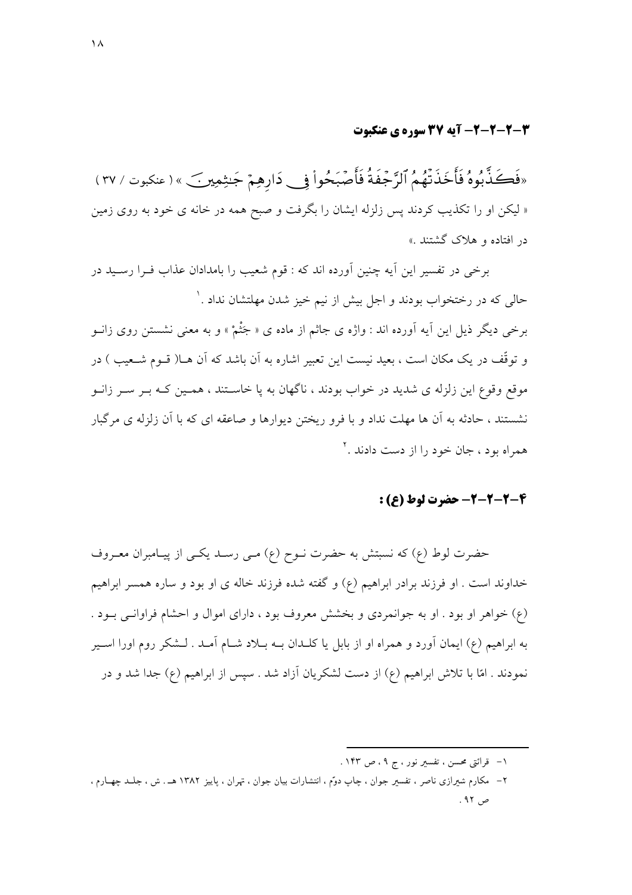### ۳-۲-۲-۲- آیه ۳۷ سوره ی عنکبوت

«فَكَذَّبُوهُ فَأَخَذَتْهُمُ ٱلرَّجْفَةُ فَأَصْبَحُواْ فِى دَارِهِمْ جَٰثِمِينَ » ( عنکبوت / ۳۷ )

« لیکن او را تکذیب کردند پس زلزله ایشان را بگرفت و صبح همه در خانه ی خود به روی زمین در افتاده و هلاک گشتند .»

برخی در تفسیر این آیه چنین آورده اند که : قوم شعیب را بامدادان عذاب فرا رسید در حالی که در رختخواب بودند و اجل بیش از نیم خیز شدن مهلتشان نداد .[1]

برخی دیگر ذیل این آیه آورده اند : واژه ی جاثم از ماده ی « جَثْمْ » و به معنی نشستن روی زانو و توقّف در یک مکان است ، بعید نیست این تعبیر اشاره به آن باشد که آن ها( قوم شعیب ) در موقع وقوع این زلزله ی شدید در خواب بودند ، ناگهان به پا خاستند ، همین که بر سر زانو نشستند ، حادثه به آن ها مهلت نداد و با فرو ریختن دیوارها و صاعقه ای که با آن زلزله ی مرگبار همراه بود ، جان خود را از دست دادند .[2]

### ۴-۲-۲-۲- حضرت لوط (ع) :

حضرت لوط (ع) که نسبتش به حضرت نوح (ع) می رسد یکی از پیامبران معروف خداوند است . او فرزند برادر ابراهیم (ع) و گفته شده فرزند خاله ی او بود و ساره همسر ابراهیم (ع) خواهر او بود . او به جوانمردی و بخشش معروف بود ، دارای اموال و احشام فراوانی بود . به ابراهیم (ع) ایمان آورد و همراه او از بابل یا کلدان به بلاد شام آمد . لشکر روم اورا اسیر نمودند . امّا با تلاش ابراهیم (ع) از دست لشکریان آزاد شد . سپس از ابراهیم (ع) جدا شد و در

---

۱- قرائتی محسن ، تفسیر نور ، ج ۹ ، ص ۱۴۳ .

۲- مکارم شیرازی ناصر ، تفسیر جوان ، چاپ دوّم ، انتشارات بیان جوان ، تهران ، پاییز ۱۳۸۲ هـ. ش ، جلد چهارم ، ص ۹۲ .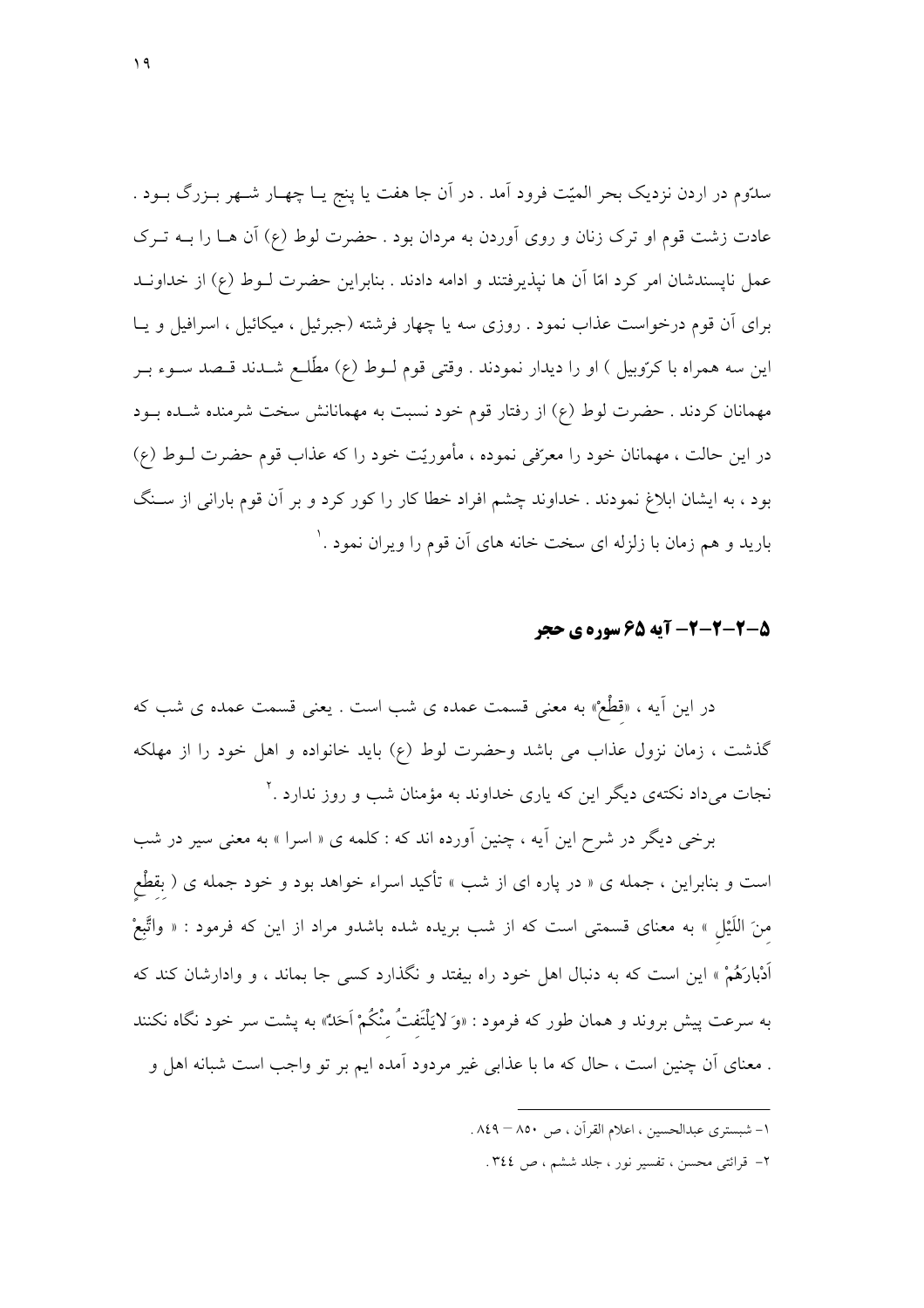سدّوم در اردن نزدیک بحر المیّت فرود آمد . در آن جا هفت یا پنج یـا چهـار شـهر بـزرگ بـود . عادت زشت قوم او ترک زنان و روی آوردن به مردان بود . حضرت لوط (ع) آن هـا را بـه تـرک عمل ناپسندشان امر کرد امّا آن ها نپذیرفتند و ادامه دادند . بنابراین حضرت لـوط (ع) از خداونـد برای آن قوم درخواست عذاب نمود . روزی سه یا چهار فرشته (جبرئیل ، میکائیل ، اسرافیل و یـا این سه همراه با کرّوبیل ) او را دیدار نمودند . وقتی قوم لـوط (ع) مطّلـع شـدند قـصد سـوء بـر مهمانان کردند . حضرت لوط (ع) از رفتار قوم خود نسبت به مهمانانش سخت شرمنده شـده بـود در این حالت ، مهمانان خود را معرّفی نموده ، مأموریّت خود را که عذاب قوم حضرت لـوط (ع) بود ، به ایشان ابلاغ نمودند . خداوند چشم افراد خطا کار را کور کرد و بر آن قوم بارانی از سـنگ بارید و هم زمان با زلزله ای سخت خانه های آن قوم را ویران نمود .[1]

### ۵-۲-۲-۲- آیه ۶۵ سوره ی حجر

در این آیه ، «قِطْعٌ» به معنی قسمت عمده ی شب است . یعنی قسمت عمده ی شب که گذشت ، زمان نزول عذاب می باشد وحضرت لوط (ع) باید خانواده و اهل خود را از مهلکه نجات می‌داد نکته‌ی دیگر این که یاری خداوند به مؤمنان شب و روز ندارد .[2]

برخی دیگر در شرح این آیه ، چنین آورده اند که : کلمه ی « اسرا » به معنی سیر در شب است و بنابراین ، جمله ی « در پاره ای از شب » تأکید اسراء خواهد بود و خود جمله ی ( بِقِطْعٍ مِنَ اللَّيْلِ ) به معنای قسمتی است که از شب بریده شده باشدو مراد از این که فرمود : « واتَّبِعْ اَدْبارَهُمْ » این است که به دنبال اهل خود راه بیفتد و نگذارد کسی جا بماند ، و وادارشان کند که به سرعت پیش بروند و همان طور که فرمود : «وَ لایَلْتَفِتُ مِنْكُمْ اَحَدٌ» به پشت سر خود نگاه نکنند . معنای آن چنین است ، حال که ما با عذابی غیر مردود آمده ایم بر تو واجب است شبانه اهل و

---

۱- شبستری عبدالحسین ، اعلام القرآن ، ص ۸۵۰ – ۸٤۹ .

۲- قرائتی محسن ، تفسیر نور ، جلد ششم ، ص ۳٤٤ .